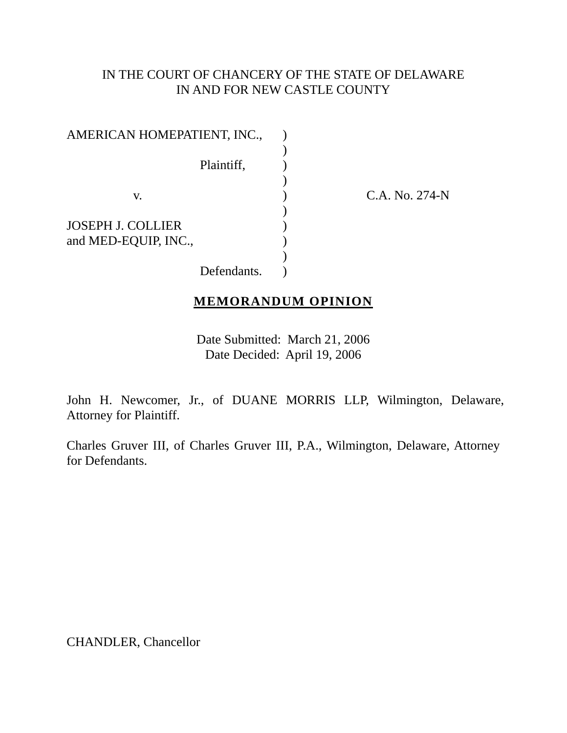IN THE COURT OF CHANCERY OF THE STATE OF DELAWARE
IN AND FOR NEW CASTLE COUNTY

| | | |
|---|---|---|
| AMERICAN HOMEPATIENT, INC., | ) | |
| | ) | |
| Plaintiff, | ) | |
| | ) | |
| v. | ) | C.A. No. 274-N |
| | ) | |
| JOSEPH J. COLLIER | ) | |
| and MED-EQUIP, INC., | ) | |
| | ) | |
| Defendants. | ) | |

**MEMORANDUM OPINION**

Date Submitted: March 21, 2006
Date Decided: April 19, 2006

John H. Newcomer, Jr., of DUANE MORRIS LLP, Wilmington, Delaware, Attorney for Plaintiff.

Charles Gruver III, of Charles Gruver III, P.A., Wilmington, Delaware, Attorney for Defendants.

CHANDLER, Chancellor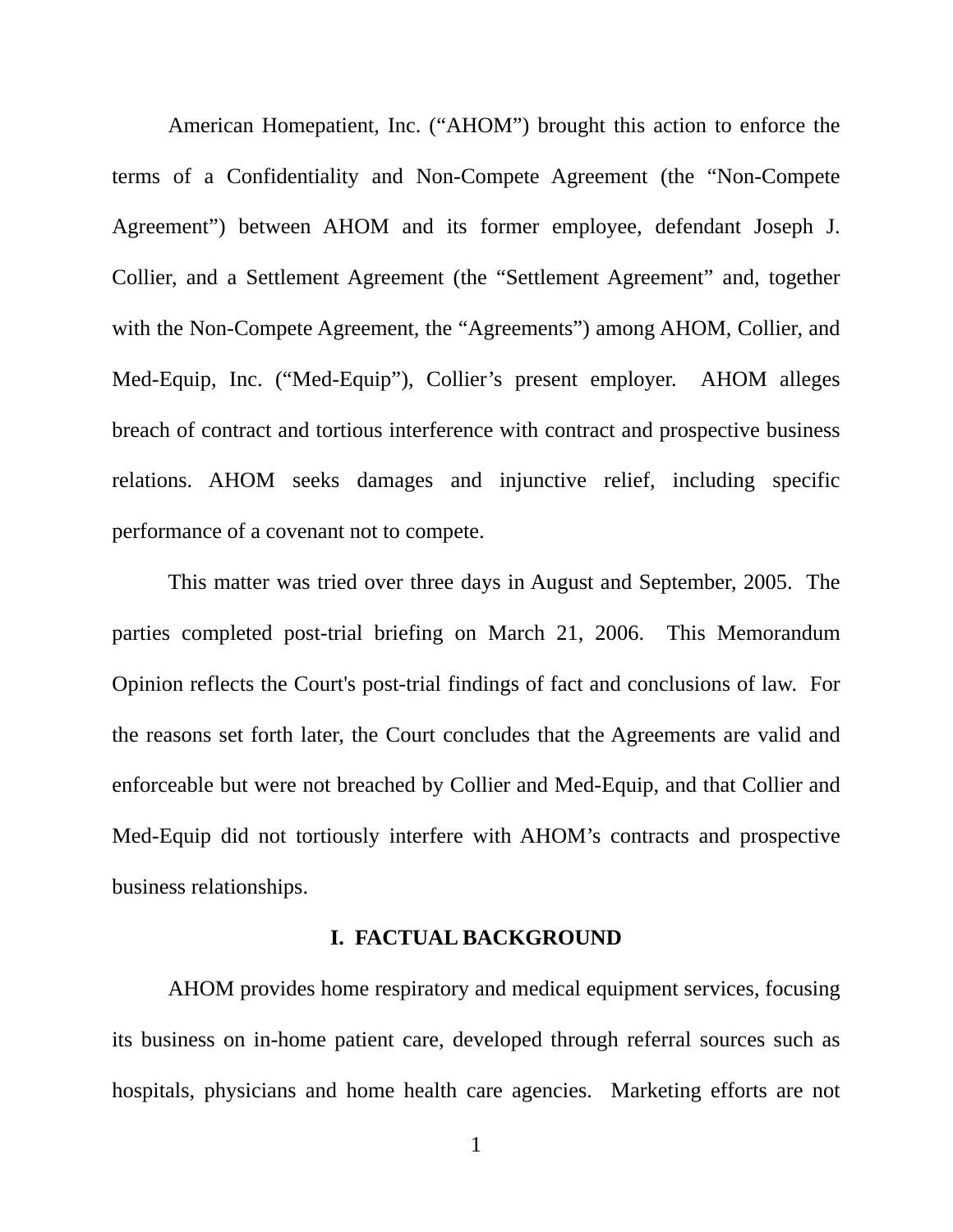American Homepatient, Inc. ("AHOM") brought this action to enforce the terms of a Confidentiality and Non-Compete Agreement (the "Non-Compete Agreement") between AHOM and its former employee, defendant Joseph J. Collier, and a Settlement Agreement (the "Settlement Agreement" and, together with the Non-Compete Agreement, the "Agreements") among AHOM, Collier, and Med-Equip, Inc. ("Med-Equip"), Collier's present employer. AHOM alleges breach of contract and tortious interference with contract and prospective business relations. AHOM seeks damages and injunctive relief, including specific performance of a covenant not to compete.

This matter was tried over three days in August and September, 2005. The parties completed post-trial briefing on March 21, 2006. This Memorandum Opinion reflects the Court's post-trial findings of fact and conclusions of law. For the reasons set forth later, the Court concludes that the Agreements are valid and enforceable but were not breached by Collier and Med-Equip, and that Collier and Med-Equip did not tortiously interfere with AHOM's contracts and prospective business relationships.

## I. FACTUAL BACKGROUND

AHOM provides home respiratory and medical equipment services, focusing its business on in-home patient care, developed through referral sources such as hospitals, physicians and home health care agencies. Marketing efforts are not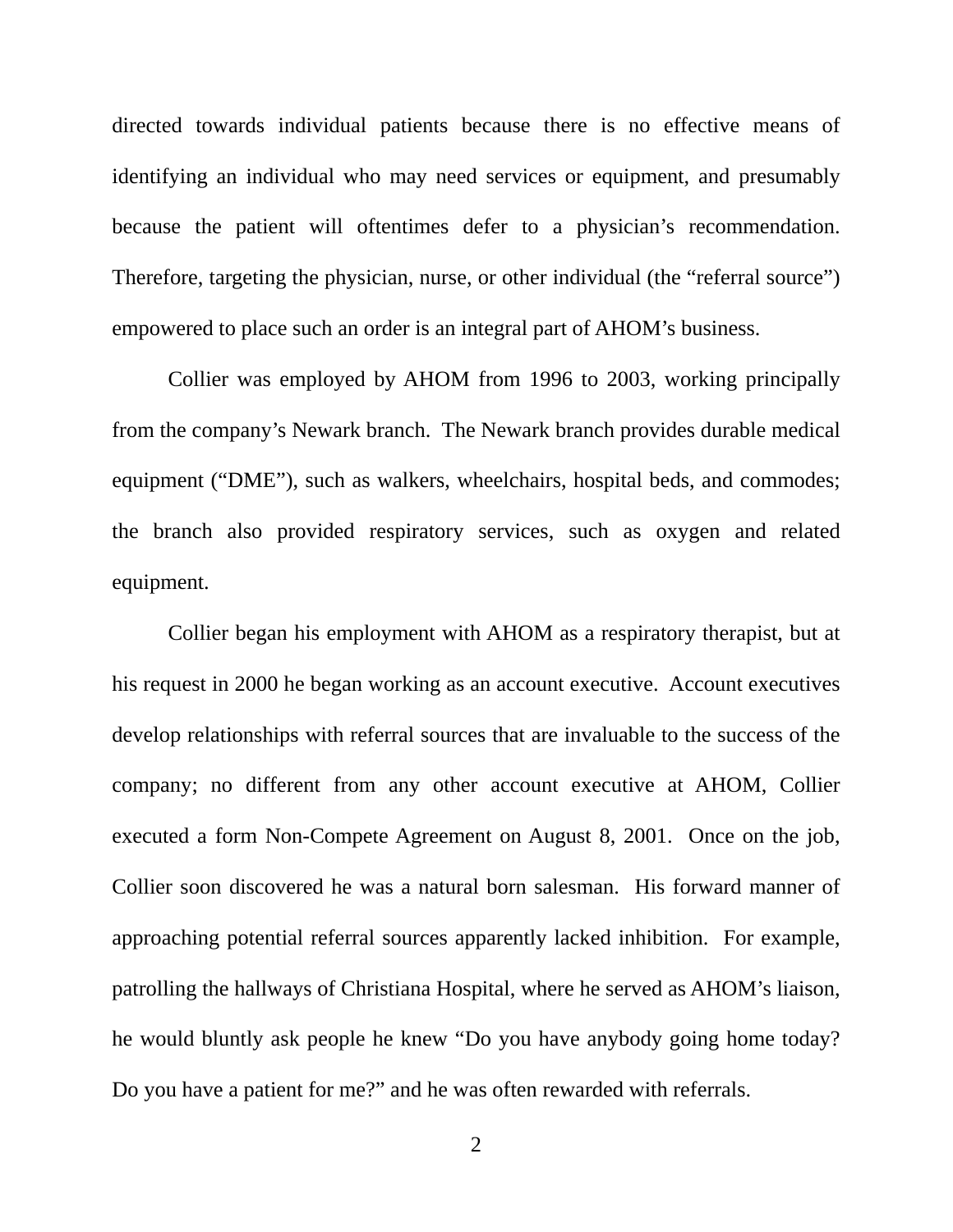directed towards individual patients because there is no effective means of identifying an individual who may need services or equipment, and presumably because the patient will oftentimes defer to a physician's recommendation. Therefore, targeting the physician, nurse, or other individual (the "referral source") empowered to place such an order is an integral part of AHOM's business.

Collier was employed by AHOM from 1996 to 2003, working principally from the company's Newark branch. The Newark branch provides durable medical equipment ("DME"), such as walkers, wheelchairs, hospital beds, and commodes; the branch also provided respiratory services, such as oxygen and related equipment.

Collier began his employment with AHOM as a respiratory therapist, but at his request in 2000 he began working as an account executive. Account executives develop relationships with referral sources that are invaluable to the success of the company; no different from any other account executive at AHOM, Collier executed a form Non-Compete Agreement on August 8, 2001. Once on the job, Collier soon discovered he was a natural born salesman. His forward manner of approaching potential referral sources apparently lacked inhibition. For example, patrolling the hallways of Christiana Hospital, where he served as AHOM's liaison, he would bluntly ask people he knew "Do you have anybody going home today? Do you have a patient for me?" and he was often rewarded with referrals.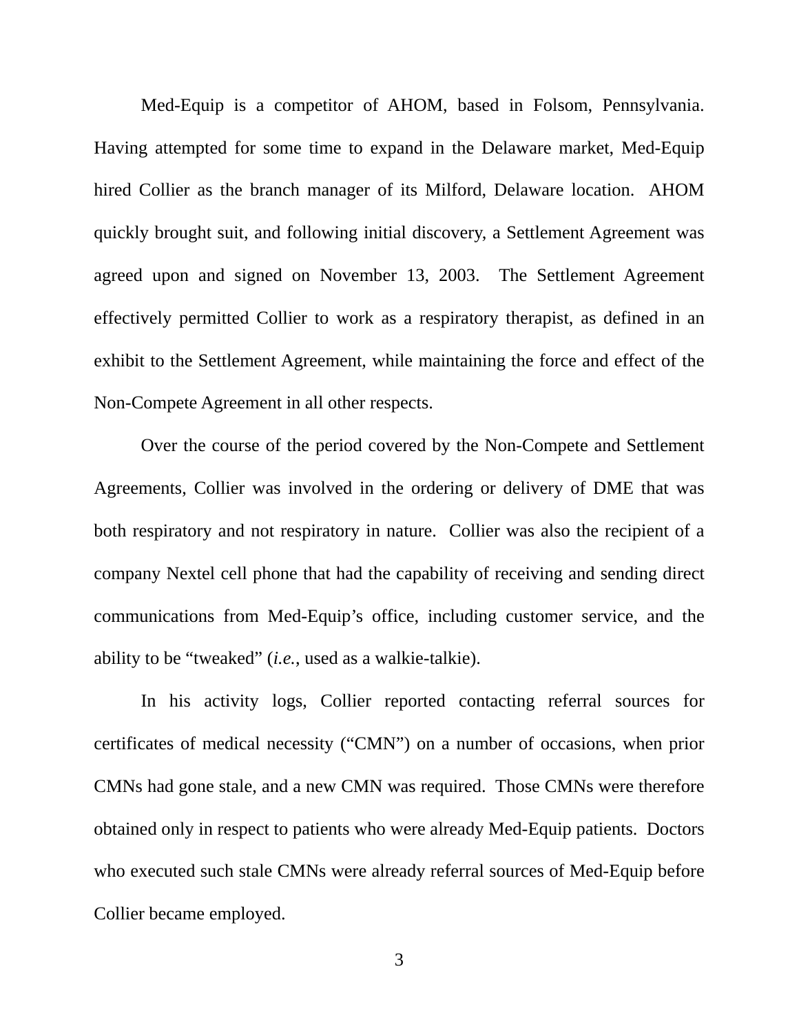Med-Equip is a competitor of AHOM, based in Folsom, Pennsylvania. Having attempted for some time to expand in the Delaware market, Med-Equip hired Collier as the branch manager of its Milford, Delaware location. AHOM quickly brought suit, and following initial discovery, a Settlement Agreement was agreed upon and signed on November 13, 2003. The Settlement Agreement effectively permitted Collier to work as a respiratory therapist, as defined in an exhibit to the Settlement Agreement, while maintaining the force and effect of the Non-Compete Agreement in all other respects.

Over the course of the period covered by the Non-Compete and Settlement Agreements, Collier was involved in the ordering or delivery of DME that was both respiratory and not respiratory in nature. Collier was also the recipient of a company Nextel cell phone that had the capability of receiving and sending direct communications from Med-Equip's office, including customer service, and the ability to be "tweaked" (*i.e.*, used as a walkie-talkie).

In his activity logs, Collier reported contacting referral sources for certificates of medical necessity ("CMN") on a number of occasions, when prior CMNs had gone stale, and a new CMN was required. Those CMNs were therefore obtained only in respect to patients who were already Med-Equip patients. Doctors who executed such stale CMNs were already referral sources of Med-Equip before Collier became employed.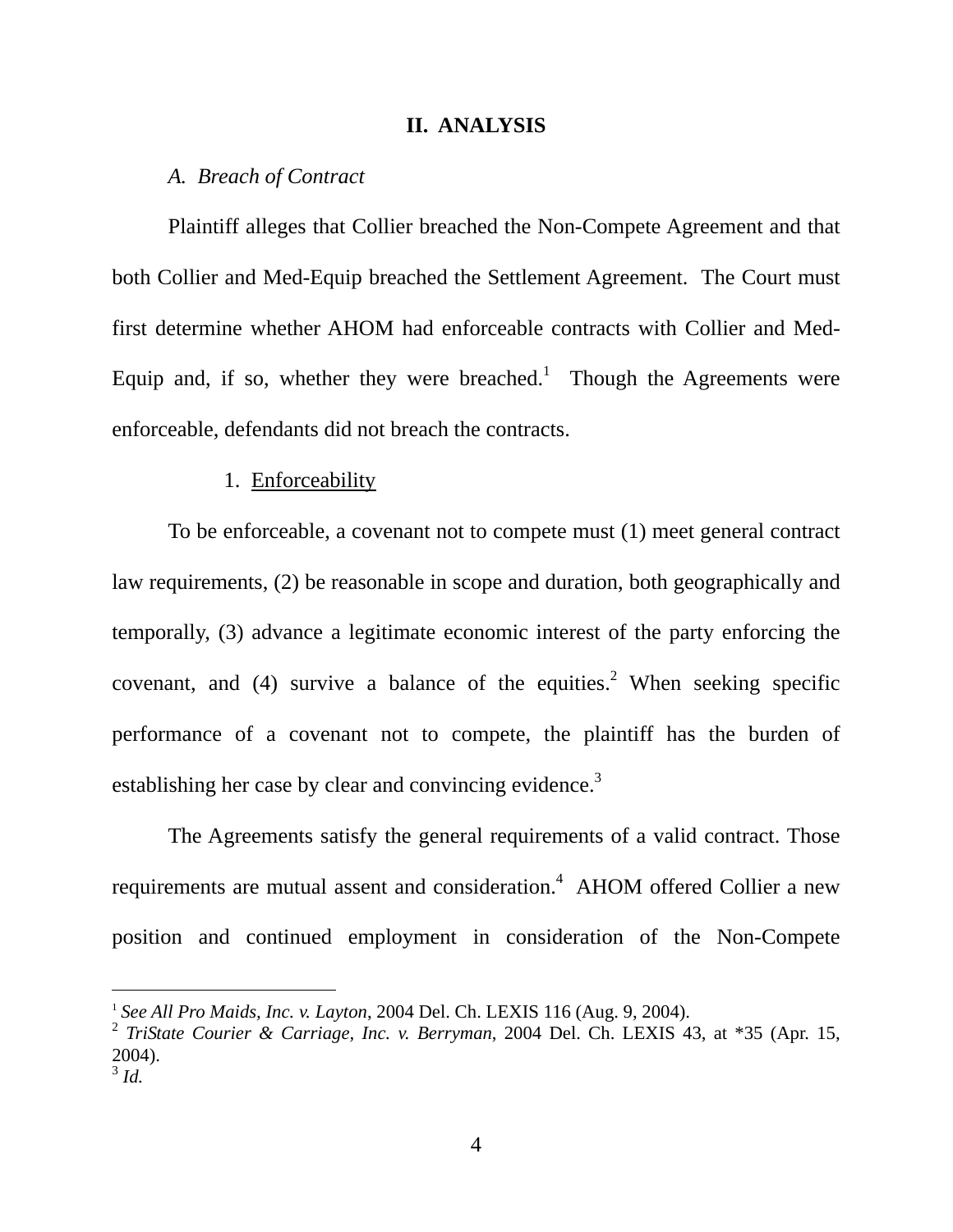## II. ANALYSIS

### *A. Breach of Contract*

Plaintiff alleges that Collier breached the Non-Compete Agreement and that both Collier and Med-Equip breached the Settlement Agreement. The Court must first determine whether AHOM had enforceable contracts with Collier and Med-Equip and, if so, whether they were breached.[1] Though the Agreements were enforceable, defendants did not breach the contracts.

#### 1. Enforceability

To be enforceable, a covenant not to compete must (1) meet general contract law requirements, (2) be reasonable in scope and duration, both geographically and temporally, (3) advance a legitimate economic interest of the party enforcing the covenant, and (4) survive a balance of the equities.[2] When seeking specific performance of a covenant not to compete, the plaintiff has the burden of establishing her case by clear and convincing evidence.[3]

The Agreements satisfy the general requirements of a valid contract. Those requirements are mutual assent and consideration.[4] AHOM offered Collier a new position and continued employment in consideration of the Non-Compete

---

[1] *See All Pro Maids, Inc. v. Layton*, 2004 Del. Ch. LEXIS 116 (Aug. 9, 2004).

[2] *TriState Courier & Carriage, Inc. v. Berryman*, 2004 Del. Ch. LEXIS 43, at *35 (Apr. 15, 2004).

[3] *Id.*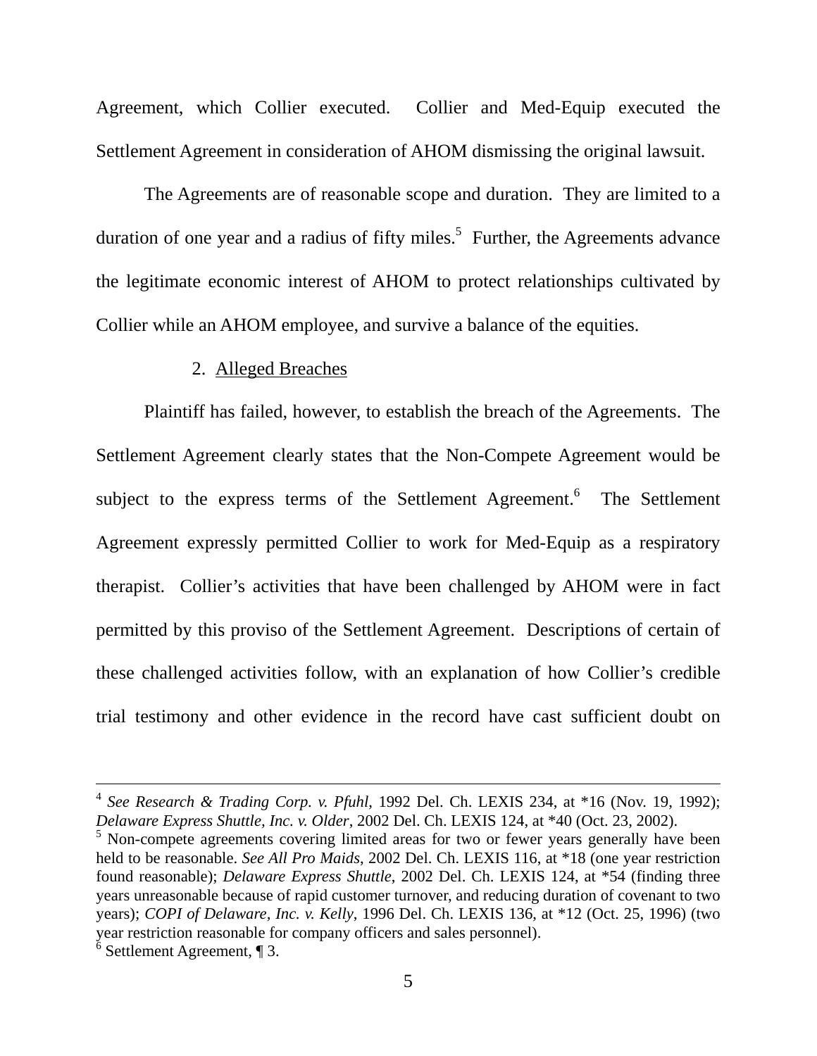Agreement, which Collier executed. Collier and Med-Equip executed the Settlement Agreement in consideration of AHOM dismissing the original lawsuit.

The Agreements are of reasonable scope and duration. They are limited to a duration of one year and a radius of fifty miles.[5] Further, the Agreements advance the legitimate economic interest of AHOM to protect relationships cultivated by Collier while an AHOM employee, and survive a balance of the equities.

2. Alleged Breaches

Plaintiff has failed, however, to establish the breach of the Agreements. The Settlement Agreement clearly states that the Non-Compete Agreement would be subject to the express terms of the Settlement Agreement.[6] The Settlement Agreement expressly permitted Collier to work for Med-Equip as a respiratory therapist. Collier's activities that have been challenged by AHOM were in fact permitted by this proviso of the Settlement Agreement. Descriptions of certain of these challenged activities follow, with an explanation of how Collier's credible trial testimony and other evidence in the record have cast sufficient doubt on

---

[4] *See Research & Trading Corp. v. Pfuhl*, 1992 Del. Ch. LEXIS 234, at *16 (Nov. 19, 1992); *Delaware Express Shuttle, Inc. v. Older*, 2002 Del. Ch. LEXIS 124, at *40 (Oct. 23, 2002).

[5] Non-compete agreements covering limited areas for two or fewer years generally have been held to be reasonable. *See All Pro Maids*, 2002 Del. Ch. LEXIS 116, at *18 (one year restriction found reasonable); *Delaware Express Shuttle*, 2002 Del. Ch. LEXIS 124, at *54 (finding three years unreasonable because of rapid customer turnover, and reducing duration of covenant to two years); *COPI of Delaware, Inc. v. Kelly*, 1996 Del. Ch. LEXIS 136, at *12 (Oct. 25, 1996) (two year restriction reasonable for company officers and sales personnel).

[6] Settlement Agreement, ¶ 3.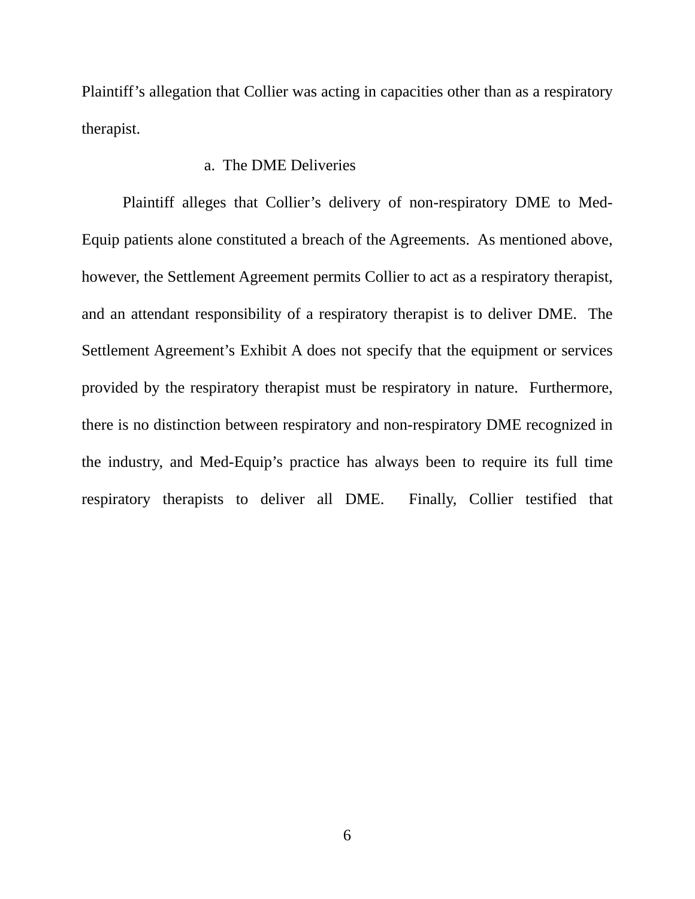Plaintiff's allegation that Collier was acting in capacities other than as a respiratory therapist.

a. The DME Deliveries

Plaintiff alleges that Collier's delivery of non-respiratory DME to Med-Equip patients alone constituted a breach of the Agreements. As mentioned above, however, the Settlement Agreement permits Collier to act as a respiratory therapist, and an attendant responsibility of a respiratory therapist is to deliver DME. The Settlement Agreement's Exhibit A does not specify that the equipment or services provided by the respiratory therapist must be respiratory in nature. Furthermore, there is no distinction between respiratory and non-respiratory DME recognized in the industry, and Med-Equip's practice has always been to require its full time respiratory therapists to deliver all DME. Finally, Collier testified that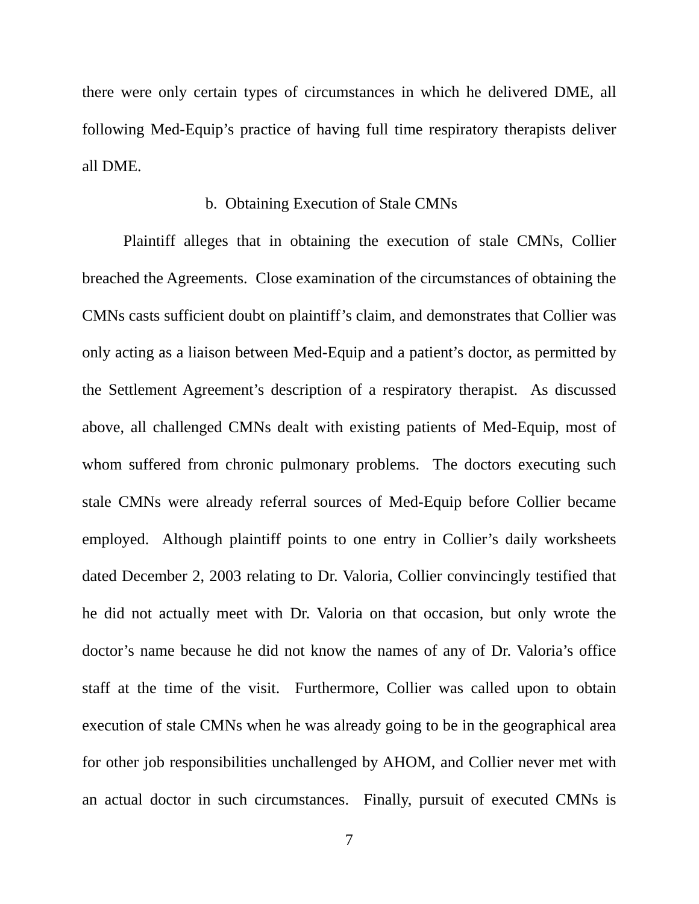there were only certain types of circumstances in which he delivered DME, all following Med-Equip's practice of having full time respiratory therapists deliver all DME.

b. Obtaining Execution of Stale CMNs

Plaintiff alleges that in obtaining the execution of stale CMNs, Collier breached the Agreements. Close examination of the circumstances of obtaining the CMNs casts sufficient doubt on plaintiff's claim, and demonstrates that Collier was only acting as a liaison between Med-Equip and a patient's doctor, as permitted by the Settlement Agreement's description of a respiratory therapist. As discussed above, all challenged CMNs dealt with existing patients of Med-Equip, most of whom suffered from chronic pulmonary problems. The doctors executing such stale CMNs were already referral sources of Med-Equip before Collier became employed. Although plaintiff points to one entry in Collier's daily worksheets dated December 2, 2003 relating to Dr. Valoria, Collier convincingly testified that he did not actually meet with Dr. Valoria on that occasion, but only wrote the doctor's name because he did not know the names of any of Dr. Valoria's office staff at the time of the visit. Furthermore, Collier was called upon to obtain execution of stale CMNs when he was already going to be in the geographical area for other job responsibilities unchallenged by AHOM, and Collier never met with an actual doctor in such circumstances. Finally, pursuit of executed CMNs is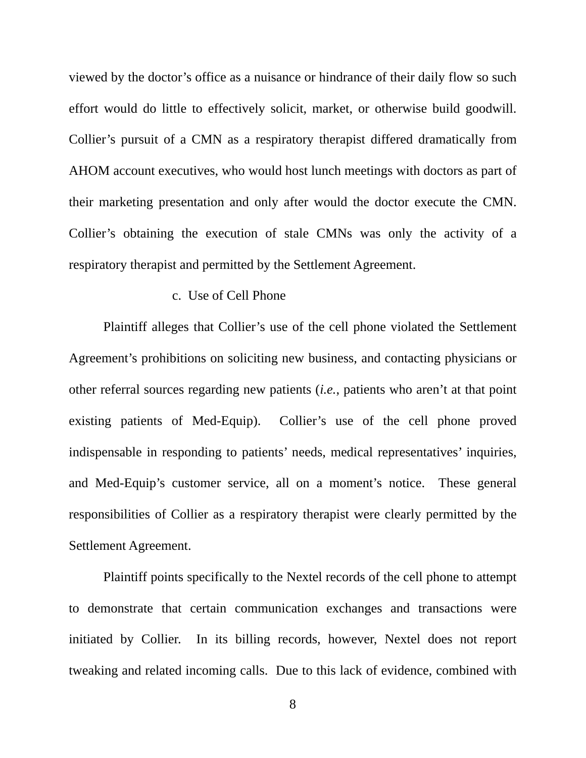viewed by the doctor’s office as a nuisance or hindrance of their daily flow so such effort would do little to effectively solicit, market, or otherwise build goodwill. Collier’s pursuit of a CMN as a respiratory therapist differed dramatically from AHOM account executives, who would host lunch meetings with doctors as part of their marketing presentation and only after would the doctor execute the CMN. Collier’s obtaining the execution of stale CMNs was only the activity of a respiratory therapist and permitted by the Settlement Agreement.

c. Use of Cell Phone

Plaintiff alleges that Collier’s use of the cell phone violated the Settlement Agreement’s prohibitions on soliciting new business, and contacting physicians or other referral sources regarding new patients (*i.e.*, patients who aren’t at that point existing patients of Med-Equip). Collier’s use of the cell phone proved indispensable in responding to patients’ needs, medical representatives’ inquiries, and Med-Equip’s customer service, all on a moment’s notice. These general responsibilities of Collier as a respiratory therapist were clearly permitted by the Settlement Agreement.

Plaintiff points specifically to the Nextel records of the cell phone to attempt to demonstrate that certain communication exchanges and transactions were initiated by Collier. In its billing records, however, Nextel does not report tweaking and related incoming calls. Due to this lack of evidence, combined with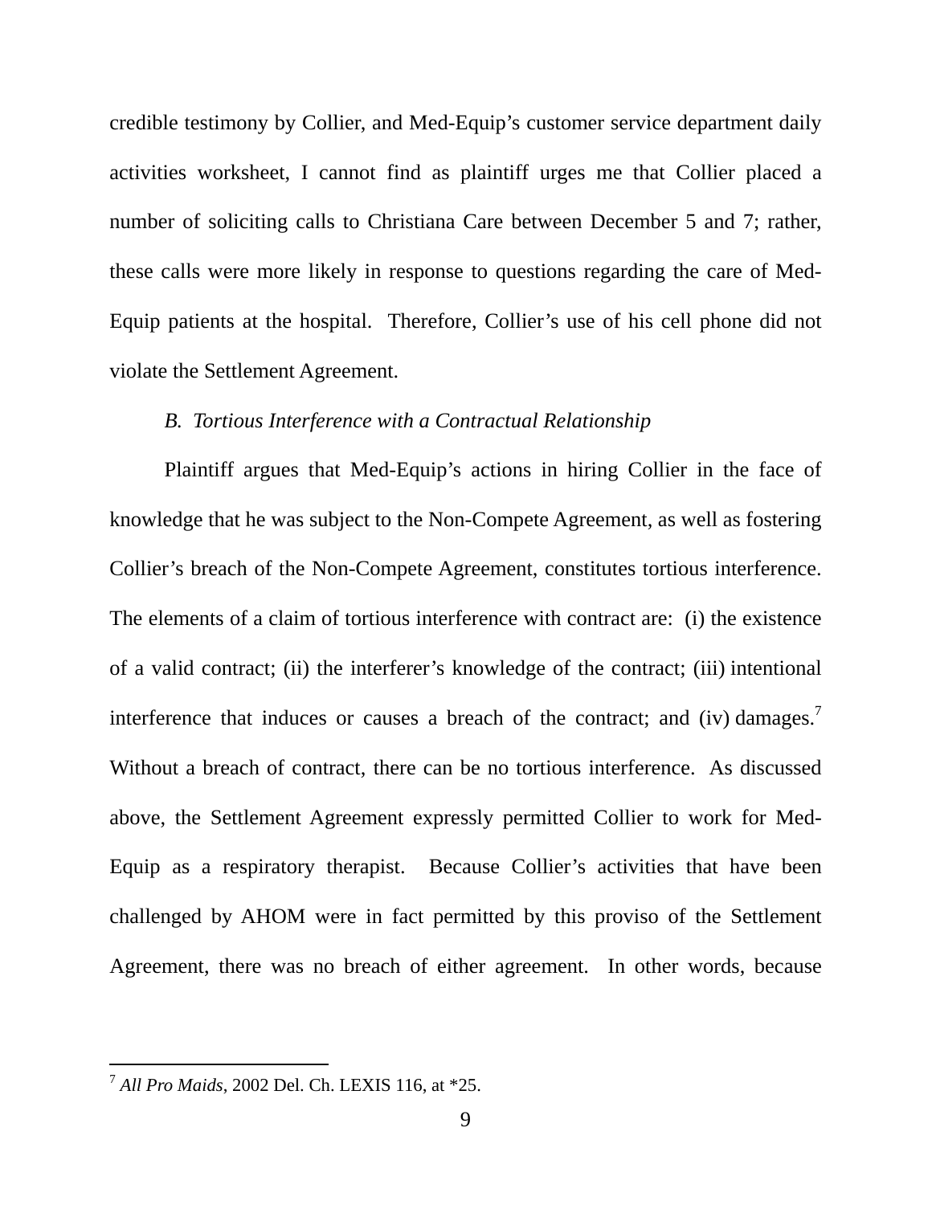credible testimony by Collier, and Med-Equip's customer service department daily activities worksheet, I cannot find as plaintiff urges me that Collier placed a number of soliciting calls to Christiana Care between December 5 and 7; rather, these calls were more likely in response to questions regarding the care of Med-Equip patients at the hospital. Therefore, Collier's use of his cell phone did not violate the Settlement Agreement.

*B. Tortious Interference with a Contractual Relationship*

Plaintiff argues that Med-Equip's actions in hiring Collier in the face of knowledge that he was subject to the Non-Compete Agreement, as well as fostering Collier's breach of the Non-Compete Agreement, constitutes tortious interference. The elements of a claim of tortious interference with contract are: (i) the existence of a valid contract; (ii) the interferer's knowledge of the contract; (iii) intentional interference that induces or causes a breach of the contract; and (iv) damages.[7] Without a breach of contract, there can be no tortious interference. As discussed above, the Settlement Agreement expressly permitted Collier to work for Med-Equip as a respiratory therapist. Because Collier's activities that have been challenged by AHOM were in fact permitted by this proviso of the Settlement Agreement, there was no breach of either agreement. In other words, because

[7] *All Pro Maids*, 2002 Del. Ch. LEXIS 116, at *25.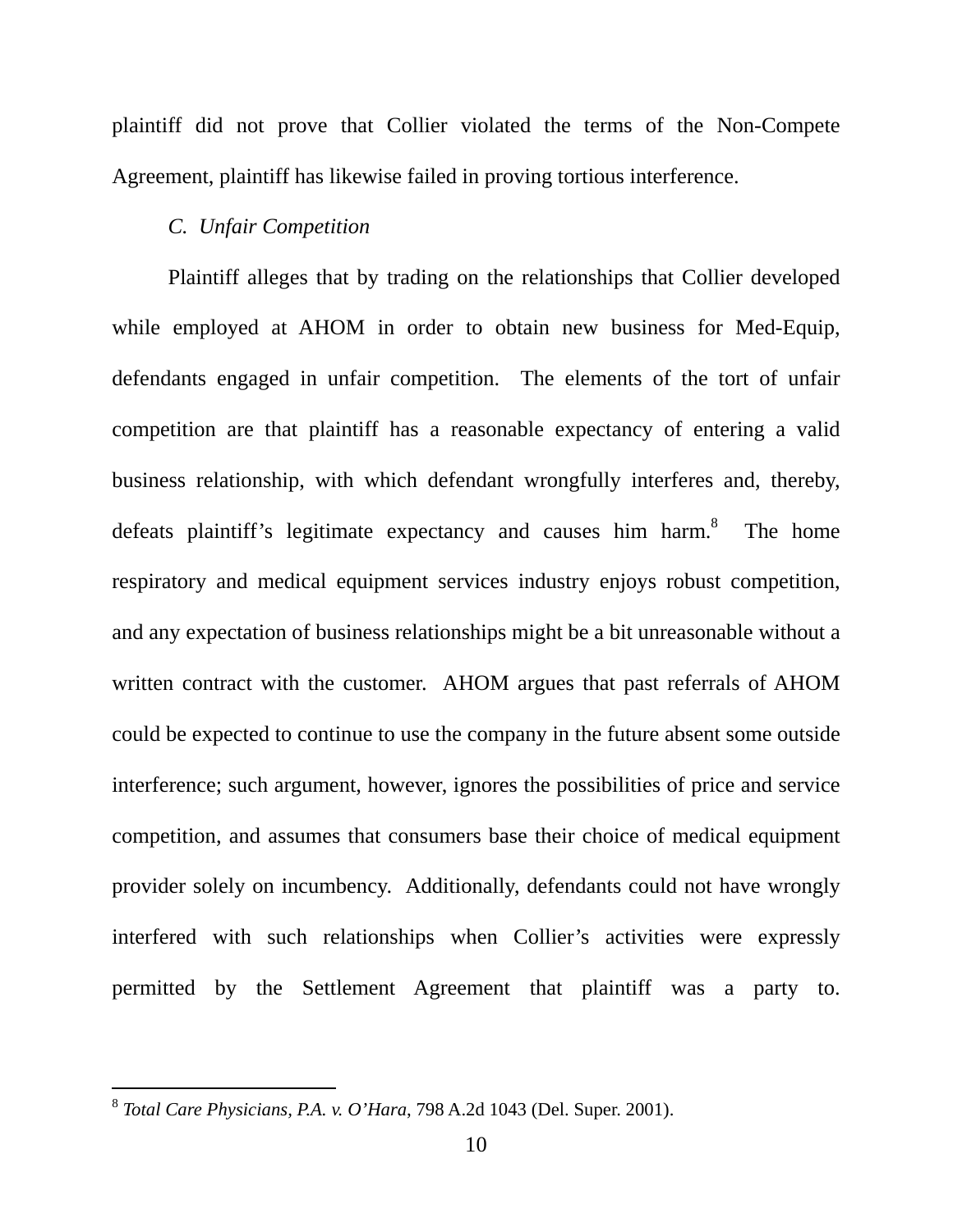plaintiff did not prove that Collier violated the terms of the Non-Compete Agreement, plaintiff has likewise failed in proving tortious interference.

*C. Unfair Competition*

Plaintiff alleges that by trading on the relationships that Collier developed while employed at AHOM in order to obtain new business for Med-Equip, defendants engaged in unfair competition. The elements of the tort of unfair competition are that plaintiff has a reasonable expectancy of entering a valid business relationship, with which defendant wrongfully interferes and, thereby, defeats plaintiff's legitimate expectancy and causes him harm.[8] The home respiratory and medical equipment services industry enjoys robust competition, and any expectation of business relationships might be a bit unreasonable without a written contract with the customer. AHOM argues that past referrals of AHOM could be expected to continue to use the company in the future absent some outside interference; such argument, however, ignores the possibilities of price and service competition, and assumes that consumers base their choice of medical equipment provider solely on incumbency. Additionally, defendants could not have wrongly interfered with such relationships when Collier's activities were expressly permitted by the Settlement Agreement that plaintiff was a party to.

---

[8] *Total Care Physicians, P.A. v. O'Hara*, 798 A.2d 1043 (Del. Super. 2001).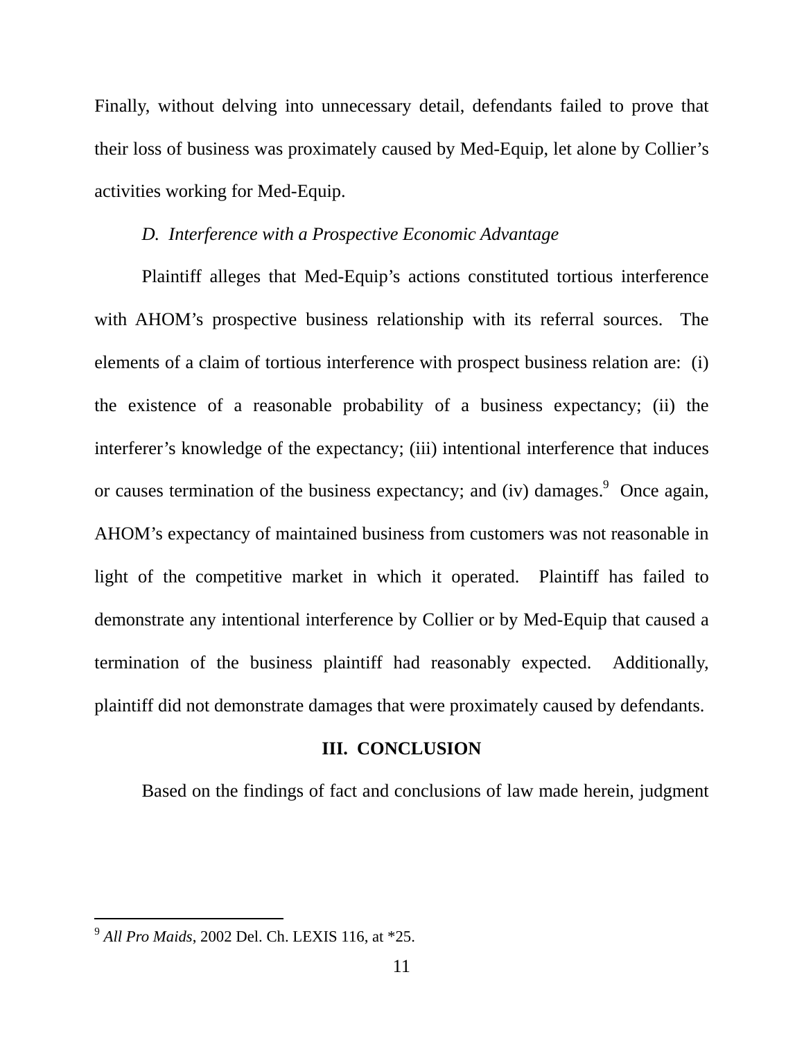Finally, without delving into unnecessary detail, defendants failed to prove that their loss of business was proximately caused by Med-Equip, let alone by Collier's activities working for Med-Equip.

*D. Interference with a Prospective Economic Advantage*

Plaintiff alleges that Med-Equip's actions constituted tortious interference with AHOM's prospective business relationship with its referral sources. The elements of a claim of tortious interference with prospect business relation are: (i) the existence of a reasonable probability of a business expectancy; (ii) the interferer's knowledge of the expectancy; (iii) intentional interference that induces or causes termination of the business expectancy; and (iv) damages.[9] Once again, AHOM's expectancy of maintained business from customers was not reasonable in light of the competitive market in which it operated. Plaintiff has failed to demonstrate any intentional interference by Collier or by Med-Equip that caused a termination of the business plaintiff had reasonably expected. Additionally, plaintiff did not demonstrate damages that were proximately caused by defendants.

## III. CONCLUSION

Based on the findings of fact and conclusions of law made herein, judgment

---

[9] *All Pro Maids*, 2002 Del. Ch. LEXIS 116, at *25.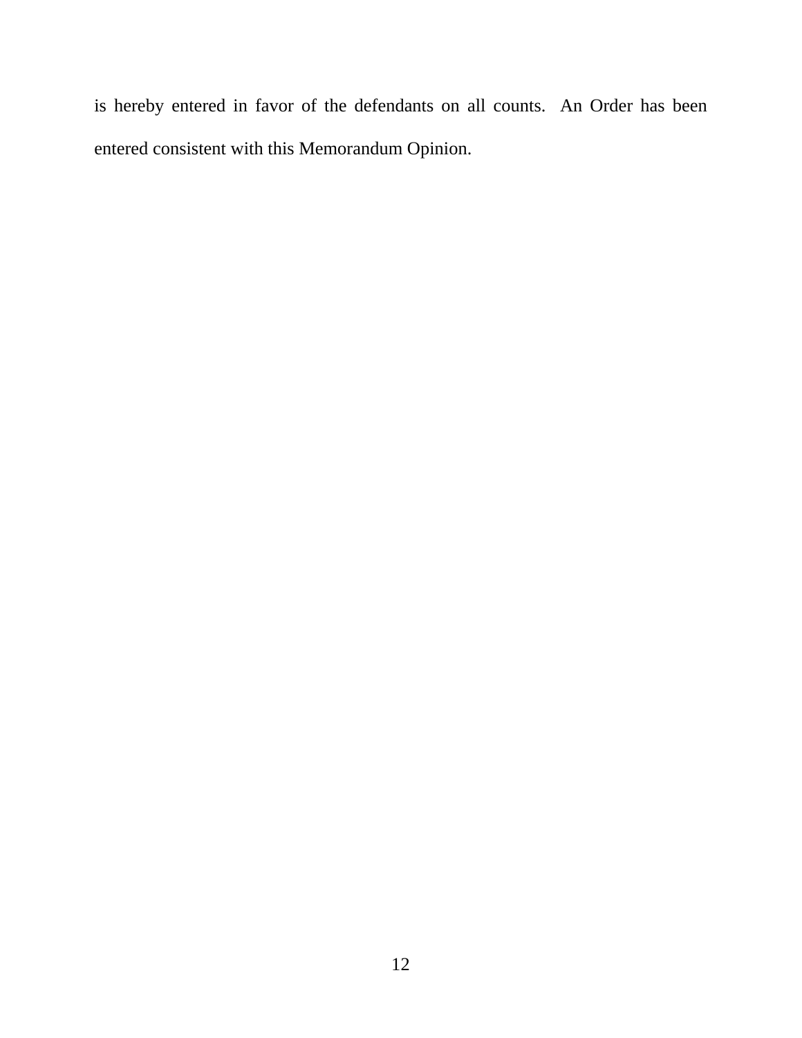is hereby entered in favor of the defendants on all counts. An Order has been entered consistent with this Memorandum Opinion.